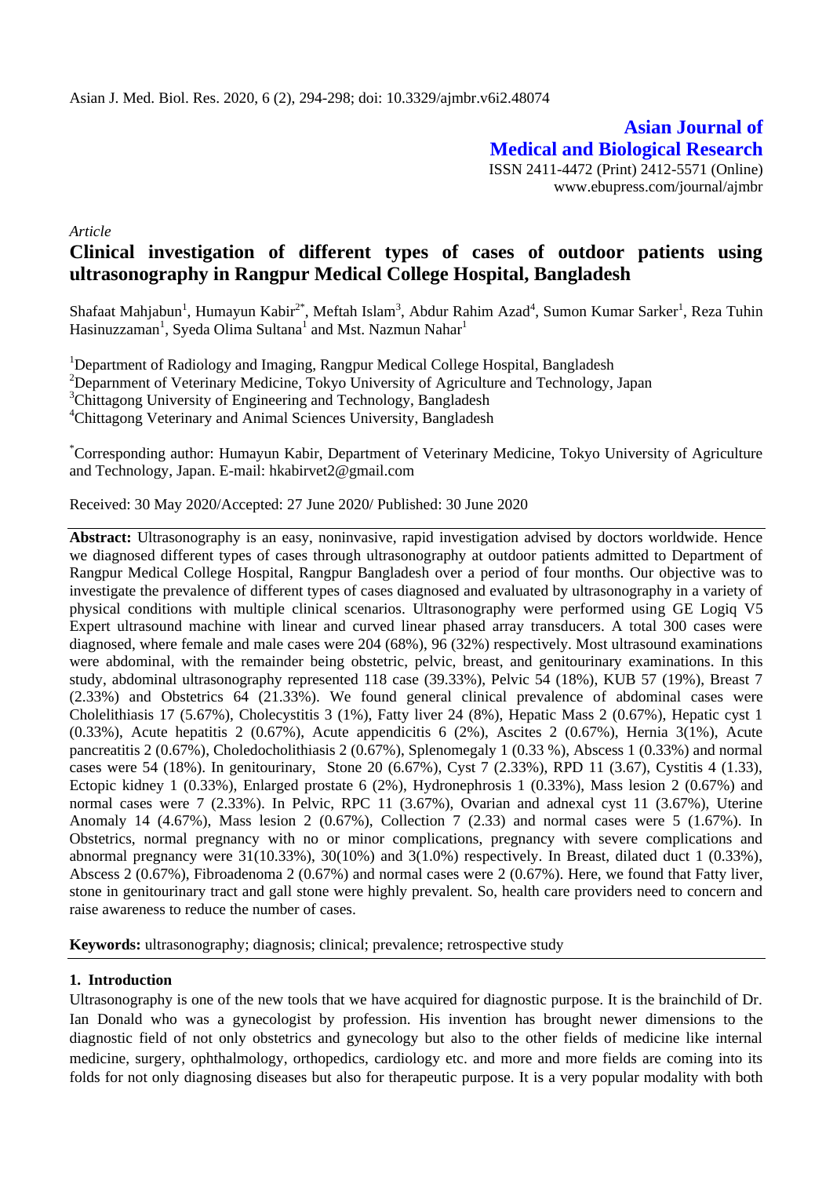**Asian Journal of Medical and Biological Research**

ISSN 2411-4472 (Print) 2412-5571 (Online)
www.ebupress.com/journal/ajmbr

*Article*

# Clinical investigation of different types of cases of outdoor patients using ultrasonography in Rangpur Medical College Hospital, Bangladesh

Shafaat Mahjabun[1], Humayun Kabir[2*], Meftah Islam[3], Abdur Rahim Azad[4], Sumon Kumar Sarker[1], Reza Tuhin Hasinuzzaman[1], Syeda Olima Sultana[1] and Mst. Nazmun Nahar[1]

[1]Department of Radiology and Imaging, Rangpur Medical College Hospital, Bangladesh
[2]Deparnment of Veterinary Medicine, Tokyo University of Agriculture and Technology, Japan
[3]Chittagong University of Engineering and Technology, Bangladesh
[4]Chittagong Veterinary and Animal Sciences University, Bangladesh

[*]Corresponding author: Humayun Kabir, Department of Veterinary Medicine, Tokyo University of Agriculture and Technology, Japan. E-mail: hkabirvet2@gmail.com

Received: 30 May 2020/Accepted: 27 June 2020/ Published: 30 June 2020

**Abstract:** Ultrasonography is an easy, noninvasive, rapid investigation advised by doctors worldwide. Hence we diagnosed different types of cases through ultrasonography at outdoor patients admitted to Department of Rangpur Medical College Hospital, Rangpur Bangladesh over a period of four months. Our objective was to investigate the prevalence of different types of cases diagnosed and evaluated by ultrasonography in a variety of physical conditions with multiple clinical scenarios. Ultrasonography were performed using GE Logiq V5 Expert ultrasound machine with linear and curved linear phased array transducers. A total 300 cases were diagnosed, where female and male cases were 204 (68%), 96 (32%) respectively. Most ultrasound examinations were abdominal, with the remainder being obstetric, pelvic, breast, and genitourinary examinations. In this study, abdominal ultrasonography represented 118 case (39.33%), Pelvic 54 (18%), KUB 57 (19%), Breast 7 (2.33%) and Obstetrics 64 (21.33%). We found general clinical prevalence of abdominal cases were Cholelithiasis 17 (5.67%), Cholecystitis 3 (1%), Fatty liver 24 (8%), Hepatic Mass 2 (0.67%), Hepatic cyst 1 (0.33%), Acute hepatitis 2 (0.67%), Acute appendicitis 6 (2%), Ascites 2 (0.67%), Hernia 3(1%), Acute pancreatitis 2 (0.67%), Choledocholithiasis 2 (0.67%), Splenomegaly 1 (0.33 %), Abscess 1 (0.33%) and normal cases were 54 (18%). In genitourinary, Stone 20 (6.67%), Cyst 7 (2.33%), RPD 11 (3.67), Cystitis 4 (1.33), Ectopic kidney 1 (0.33%), Enlarged prostate 6 (2%), Hydronephrosis 1 (0.33%), Mass lesion 2 (0.67%) and normal cases were 7 (2.33%). In Pelvic, RPC 11 (3.67%), Ovarian and adnexal cyst 11 (3.67%), Uterine Anomaly 14 (4.67%), Mass lesion 2 (0.67%), Collection 7 (2.33) and normal cases were 5 (1.67%). In Obstetrics, normal pregnancy with no or minor complications, pregnancy with severe complications and abnormal pregnancy were 31(10.33%), 30(10%) and 3(1.0%) respectively. In Breast, dilated duct 1 (0.33%), Abscess 2 (0.67%), Fibroadenoma 2 (0.67%) and normal cases were 2 (0.67%). Here, we found that Fatty liver, stone in genitourinary tract and gall stone were highly prevalent. So, health care providers need to concern and raise awareness to reduce the number of cases.

**Keywords:** ultrasonography; diagnosis; clinical; prevalence; retrospective study

## 1. Introduction

Ultrasonography is one of the new tools that we have acquired for diagnostic purpose. It is the brainchild of Dr. Ian Donald who was a gynecologist by profession. His invention has brought newer dimensions to the diagnostic field of not only obstetrics and gynecology but also to the other fields of medicine like internal medicine, surgery, ophthalmology, orthopedics, cardiology etc. and more and more fields are coming into its folds for not only diagnosing diseases but also for therapeutic purpose. It is a very popular modality with both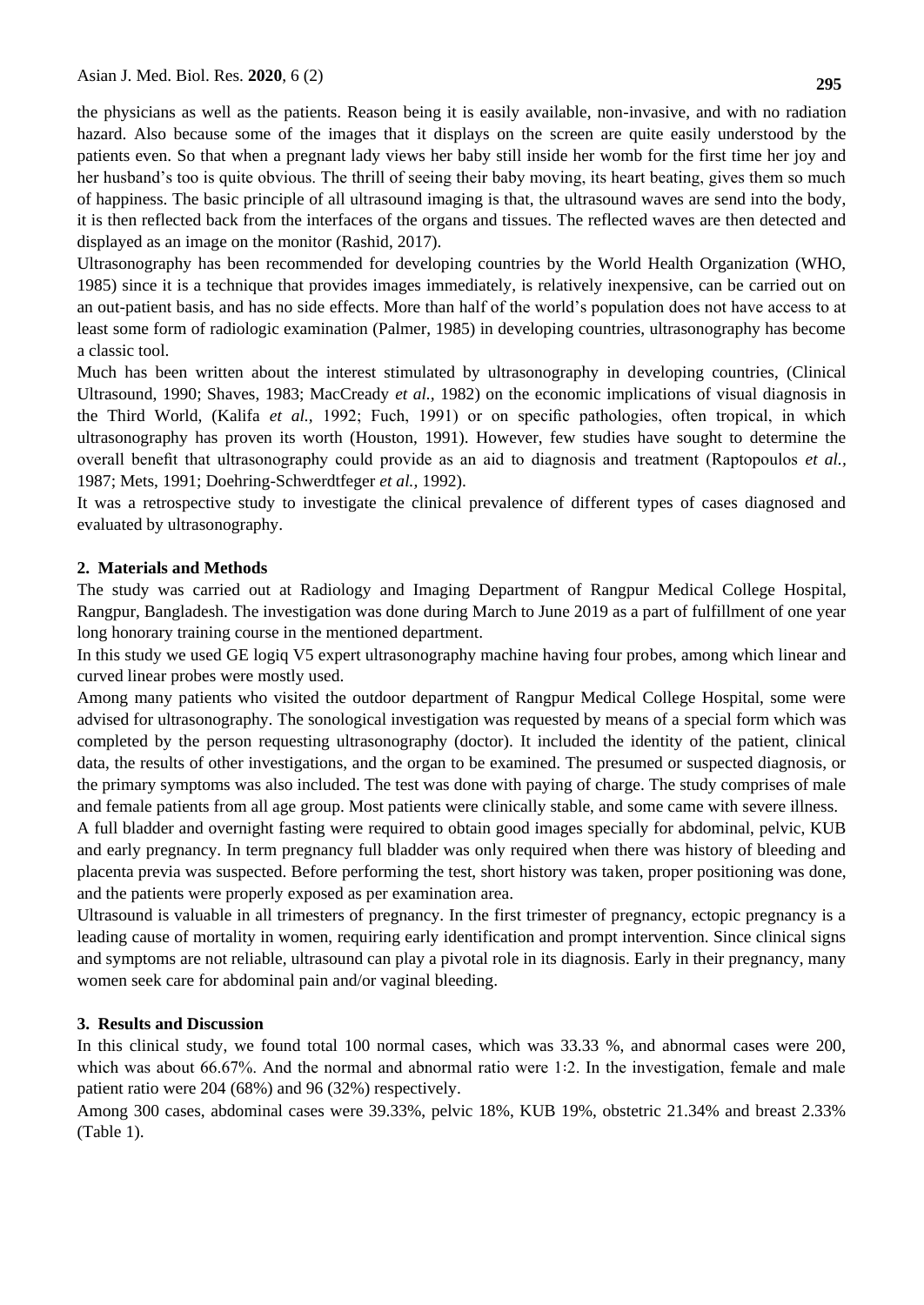the physicians as well as the patients. Reason being it is easily available, non-invasive, and with no radiation hazard. Also because some of the images that it displays on the screen are quite easily understood by the patients even. So that when a pregnant lady views her baby still inside her womb for the first time her joy and her husband's too is quite obvious. The thrill of seeing their baby moving, its heart beating, gives them so much of happiness. The basic principle of all ultrasound imaging is that, the ultrasound waves are send into the body, it is then reflected back from the interfaces of the organs and tissues. The reflected waves are then detected and displayed as an image on the monitor (Rashid, 2017).

Ultrasonography has been recommended for developing countries by the World Health Organization (WHO, 1985) since it is a technique that provides images immediately, is relatively inexpensive, can be carried out on an out-patient basis, and has no side effects. More than half of the world's population does not have access to at least some form of radiologic examination (Palmer, 1985) in developing countries, ultrasonography has become a classic tool.

Much has been written about the interest stimulated by ultrasonography in developing countries, (Clinical Ultrasound, 1990; Shaves, 1983; MacCready *et al.,* 1982) on the economic implications of visual diagnosis in the Third World, (Kalifa *et al.*, 1992; Fuch, 1991) or on specific pathologies, often tropical, in which ultrasonography has proven its worth (Houston, 1991). However, few studies have sought to determine the overall benefit that ultrasonography could provide as an aid to diagnosis and treatment (Raptopoulos *et al.*, 1987; Mets, 1991; Doehring-Schwerdtfeger *et al.,* 1992).

It was a retrospective study to investigate the clinical prevalence of different types of cases diagnosed and evaluated by ultrasonography.

## 2. Materials and Methods

The study was carried out at Radiology and Imaging Department of Rangpur Medical College Hospital, Rangpur, Bangladesh. The investigation was done during March to June 2019 as a part of fulfillment of one year long honorary training course in the mentioned department.

In this study we used GE logiq V5 expert ultrasonography machine having four probes, among which linear and curved linear probes were mostly used.

Among many patients who visited the outdoor department of Rangpur Medical College Hospital, some were advised for ultrasonography. The sonological investigation was requested by means of a special form which was completed by the person requesting ultrasonography (doctor). It included the identity of the patient, clinical data, the results of other investigations, and the organ to be examined. The presumed or suspected diagnosis, or the primary symptoms was also included. The test was done with paying of charge. The study comprises of male and female patients from all age group. Most patients were clinically stable, and some came with severe illness.

A full bladder and overnight fasting were required to obtain good images specially for abdominal, pelvic, KUB and early pregnancy. In term pregnancy full bladder was only required when there was history of bleeding and placenta previa was suspected. Before performing the test, short history was taken, proper positioning was done, and the patients were properly exposed as per examination area.

Ultrasound is valuable in all trimesters of pregnancy. In the first trimester of pregnancy, ectopic pregnancy is a leading cause of mortality in women, requiring early identification and prompt intervention. Since clinical signs and symptoms are not reliable, ultrasound can play a pivotal role in its diagnosis. Early in their pregnancy, many women seek care for abdominal pain and/or vaginal bleeding.

## 3. Results and Discussion

In this clinical study, we found total 100 normal cases, which was 33.33 %, and abnormal cases were 200, which was about 66.67%. And the normal and abnormal ratio were 1:2. In the investigation, female and male patient ratio were 204 (68%) and 96 (32%) respectively.

Among 300 cases, abdominal cases were 39.33%, pelvic 18%, KUB 19%, obstetric 21.34% and breast 2.33% (Table 1).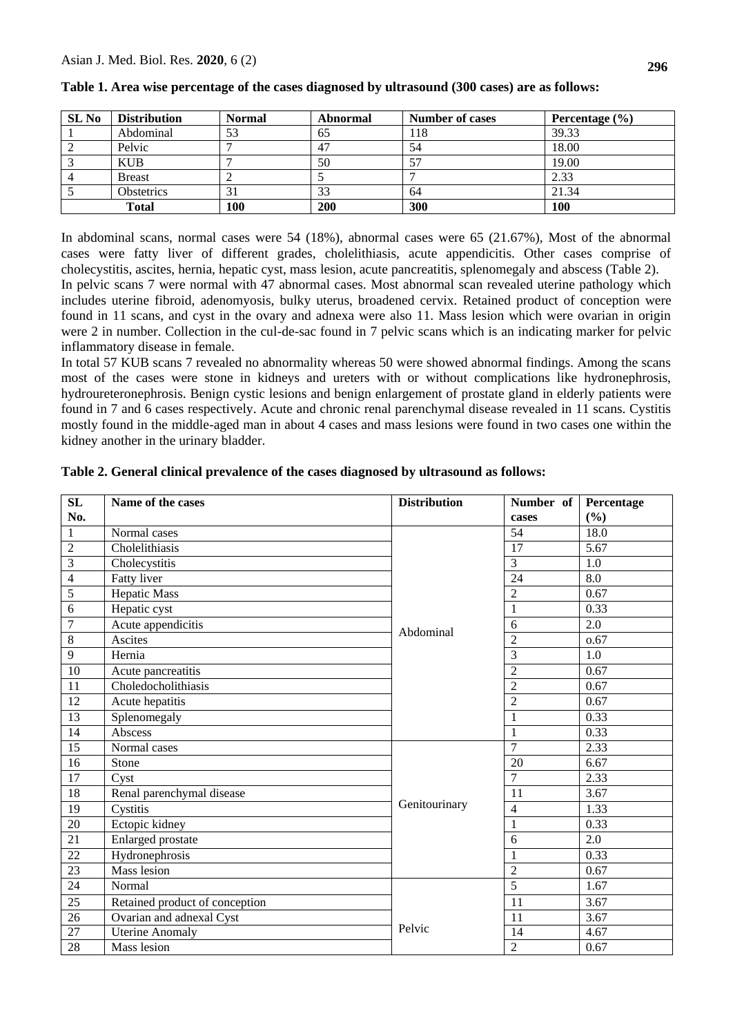**Table 1. Area wise percentage of the cases diagnosed by ultrasound (300 cases) are as follows:**

| SL No | Distribution | Normal | Abnormal | Number of cases | Percentage (%) |
|---|---|---|---|---|---|
| 1 | Abdominal | 53 | 65 | 118 | 39.33 |
| 2 | Pelvic | 7 | 47 | 54 | 18.00 |
| 3 | KUB | 7 | 50 | 57 | 19.00 |
| 4 | Breast | 2 | 5 | 7 | 2.33 |
| 5 | Obstetrics | 31 | 33 | 64 | 21.34 |
| **Total** | | **100** | **200** | **300** | **100** |

In abdominal scans, normal cases were 54 (18%), abnormal cases were 65 (21.67%), Most of the abnormal cases were fatty liver of different grades, cholelithiasis, acute appendicitis. Other cases comprise of cholecystitis, ascites, hernia, hepatic cyst, mass lesion, acute pancreatitis, splenomegaly and abscess (Table 2).

In pelvic scans 7 were normal with 47 abnormal cases. Most abnormal scan revealed uterine pathology which includes uterine fibroid, adenomyosis, bulky uterus, broadened cervix. Retained product of conception were found in 11 scans, and cyst in the ovary and adnexa were also 11. Mass lesion which were ovarian in origin were 2 in number. Collection in the cul-de-sac found in 7 pelvic scans which is an indicating marker for pelvic inflammatory disease in female.

In total 57 KUB scans 7 revealed no abnormality whereas 50 were showed abnormal findings. Among the scans most of the cases were stone in kidneys and ureters with or without complications like hydronephrosis, hydroureteronephrosis. Benign cystic lesions and benign enlargement of prostate gland in elderly patients were found in 7 and 6 cases respectively. Acute and chronic renal parenchymal disease revealed in 11 scans. Cystitis mostly found in the middle-aged man in about 4 cases and mass lesions were found in two cases one within the kidney another in the urinary bladder.

**Table 2. General clinical prevalence of the cases diagnosed by ultrasound as follows:**

| SL No. | Name of the cases | Distribution | Number of cases | Percentage (%) |
|---|---|---|---|---|
| 1 | Normal cases | Abdominal | 54 | 18.0 |
| 2 | Cholelithiasis | | 17 | 5.67 |
| 3 | Cholecystitis | | 3 | 1.0 |
| 4 | Fatty liver | | 24 | 8.0 |
| 5 | Hepatic Mass | | 2 | 0.67 |
| 6 | Hepatic cyst | | 1 | 0.33 |
| 7 | Acute appendicitis | | 6 | 2.0 |
| 8 | Ascites | | 2 | o.67 |
| 9 | Hernia | | 3 | 1.0 |
| 10 | Acute pancreatitis | | 2 | 0.67 |
| 11 | Choledocholithiasis | | 2 | 0.67 |
| 12 | Acute hepatitis | | 2 | 0.67 |
| 13 | Splenomegaly | | 1 | 0.33 |
| 14 | Abscess | | 1 | 0.33 |
| 15 | Normal cases | Genitourinary | 7 | 2.33 |
| 16 | Stone | | 20 | 6.67 |
| 17 | Cyst | | 7 | 2.33 |
| 18 | Renal parenchymal disease | | 11 | 3.67 |
| 19 | Cystitis | | 4 | 1.33 |
| 20 | Ectopic kidney | | 1 | 0.33 |
| 21 | Enlarged prostate | | 6 | 2.0 |
| 22 | Hydronephrosis | | 1 | 0.33 |
| 23 | Mass lesion | | 2 | 0.67 |
| 24 | Normal | Pelvic | 5 | 1.67 |
| 25 | Retained product of conception | | 11 | 3.67 |
| 26 | Ovarian and adnexal Cyst | | 11 | 3.67 |
| 27 | Uterine Anomaly | | 14 | 4.67 |
| 28 | Mass lesion | | 2 | 0.67 |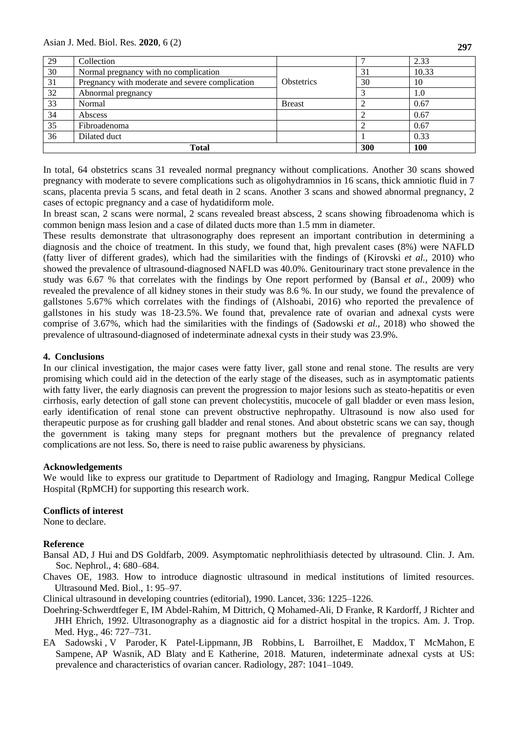| 29 | Collection | | 7 | 2.33 |
|---|---|---|---|---|
| 30 | Normal pregnancy with no complication | Obstetrics | 31 | 10.33 |
| 31 | Pregnancy with moderate and severe complication | | 30 | 10 |
| 32 | Abnormal pregnancy | | 3 | 1.0 |
| 33 | Normal | Breast | 2 | 0.67 |
| 34 | Abscess | | 2 | 0.67 |
| 35 | Fibroadenoma | | 2 | 0.67 |
| 36 | Dilated duct | | 1 | 0.33 |
| **Total** | | | **300** | **100** |

In total, 64 obstetrics scans 31 revealed normal pregnancy without complications. Another 30 scans showed pregnancy with moderate to severe complications such as oligohydramnios in 16 scans, thick amniotic fluid in 7 scans, placenta previa 5 scans, and fetal death in 2 scans. Another 3 scans and showed abnormal pregnancy, 2 cases of ectopic pregnancy and a case of hydatidiform mole.

In breast scan, 2 scans were normal, 2 scans revealed breast abscess, 2 scans showing fibroadenoma which is common benign mass lesion and a case of dilated ducts more than 1.5 mm in diameter.

These results demonstrate that ultrasonography does represent an important contribution in determining a diagnosis and the choice of treatment. In this study, we found that, high prevalent cases (8%) were NAFLD (fatty liver of different grades), which had the similarities with the findings of (Kirovski *et al.*, 2010) who showed the prevalence of ultrasound-diagnosed NAFLD was 40.0%. Genitourinary tract stone prevalence in the study was 6.67 % that correlates with the findings by One report performed by (Bansal *et al.*, 2009) who revealed the prevalence of all kidney stones in their study was 8.6 %. In our study, we found the prevalence of gallstones 5.67% which correlates with the findings of (Alshoabi, 2016) who reported the prevalence of gallstones in his study was 18-23.5%. We found that, prevalence rate of ovarian and adnexal cysts were comprise of 3.67%, which had the similarities with the findings of (Sadowski *et al.*, 2018) who showed the prevalence of ultrasound-diagnosed of indeterminate adnexal cysts in their study was 23.9%.

## 4. Conclusions

In our clinical investigation, the major cases were fatty liver, gall stone and renal stone. The results are very promising which could aid in the detection of the early stage of the diseases, such as in asymptomatic patients with fatty liver, the early diagnosis can prevent the progression to major lesions such as steato-hepatitis or even cirrhosis, early detection of gall stone can prevent cholecystitis, mucocele of gall bladder or even mass lesion, early identification of renal stone can prevent obstructive nephropathy. Ultrasound is now also used for therapeutic purpose as for crushing gall bladder and renal stones. And about obstetric scans we can say, though the government is taking many steps for pregnant mothers but the prevalence of pregnancy related complications are not less. So, there is need to raise public awareness by physicians.

## Acknowledgements

We would like to express our gratitude to Department of Radiology and Imaging, Rangpur Medical College Hospital (RpMCH) for supporting this research work.

## Conflicts of interest

None to declare.

## Reference

Bansal AD, J Hui and DS Goldfarb, 2009. Asymptomatic nephrolithiasis detected by ultrasound. Clin. J. Am. Soc. Nephrol., 4: 680–684.

Chaves OE, 1983. How to introduce diagnostic ultrasound in medical institutions of limited resources. Ultrasound Med. Biol., 1: 95–97.

Clinical ultrasound in developing countries (editorial), 1990. Lancet, 336: 1225–1226.

Doehring-Schwerdtfeger E, IM Abdel-Rahim, M Dittrich, Q Mohamed-Ali, D Franke, R Kardorff, J Richter and JHH Ehrich, 1992. Ultrasonography as a diagnostic aid for a district hospital in the tropics. Am. J. Trop. Med. Hyg., 46: 727–731.

EA Sadowski , V Paroder, K Patel-Lippmann, JB Robbins, L Barroilhet, E Maddox, T McMahon, E Sampene, AP Wasnik, AD Blaty and E Katherine, 2018. Maturen, indeterminate adnexal cysts at US: prevalence and characteristics of ovarian cancer. Radiology, 287: 1041–1049.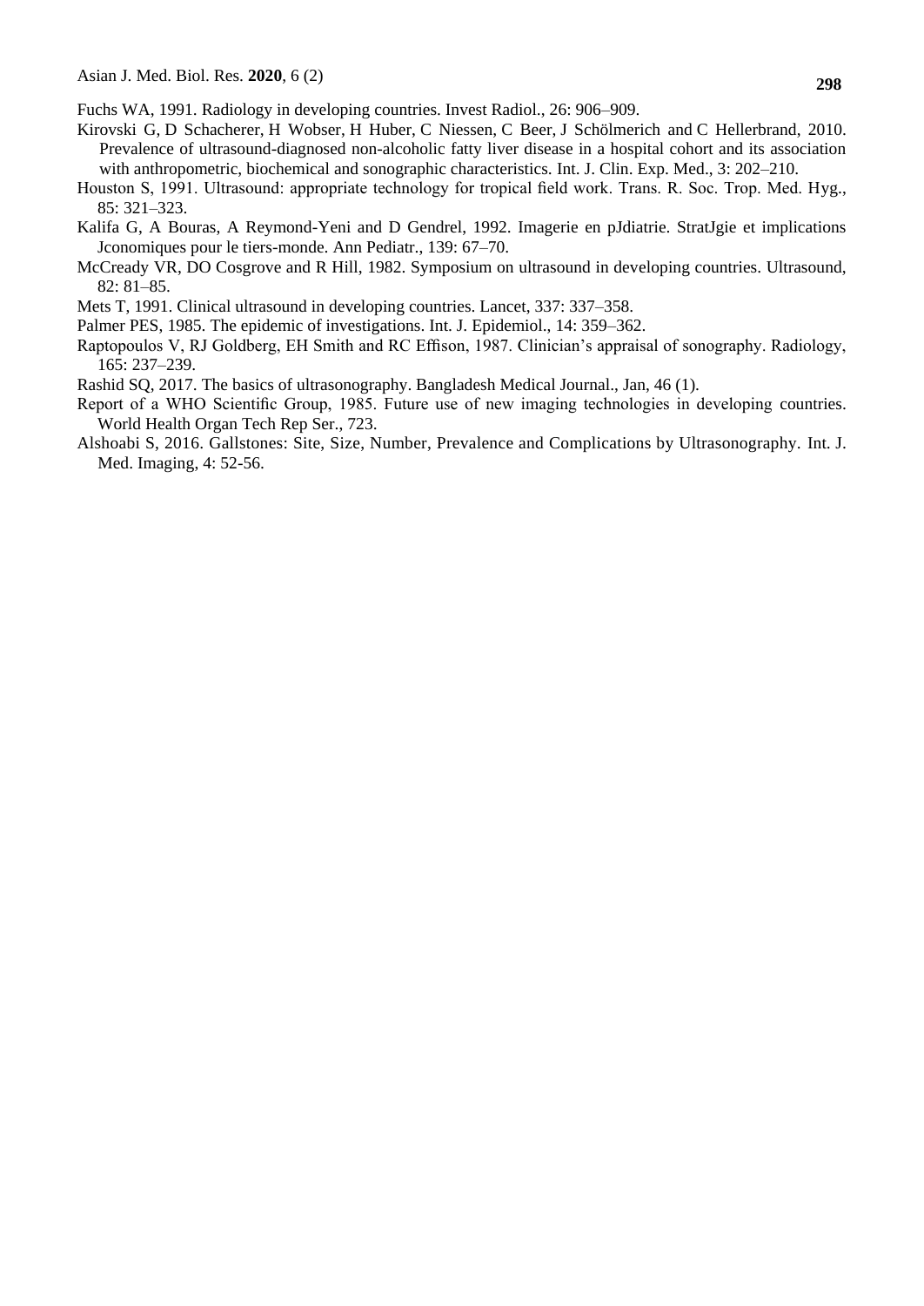Fuchs WA, 1991. Radiology in developing countries. Invest Radiol., 26: 906–909.

Kirovski G, D Schacherer, H Wobser, H Huber, C Niessen, C Beer, J Schölmerich and C Hellerbrand, 2010. Prevalence of ultrasound-diagnosed non-alcoholic fatty liver disease in a hospital cohort and its association with anthropometric, biochemical and sonographic characteristics. Int. J. Clin. Exp. Med., 3: 202–210.

Houston S, 1991. Ultrasound: appropriate technology for tropical field work. Trans. R. Soc. Trop. Med. Hyg., 85: 321–323.

Kalifa G, A Bouras, A Reymond-Yeni and D Gendrel, 1992. Imagerie en pJdiatrie. StratJgie et implications Jconomiques pour le tiers-monde. Ann Pediatr., 139: 67–70.

McCready VR, DO Cosgrove and R Hill, 1982. Symposium on ultrasound in developing countries. Ultrasound, 82: 81–85.

Mets T, 1991. Clinical ultrasound in developing countries. Lancet, 337: 337–358.

Palmer PES, 1985. The epidemic of investigations. Int. J. Epidemiol., 14: 359–362.

Raptopoulos V, RJ Goldberg, EH Smith and RC Effison, 1987. Clinician's appraisal of sonography. Radiology, 165: 237–239.

Rashid SQ, 2017. The basics of ultrasonography. Bangladesh Medical Journal., Jan, 46 (1).

Report of a WHO Scientific Group, 1985. Future use of new imaging technologies in developing countries. World Health Organ Tech Rep Ser., 723.

Alshoabi S, 2016. Gallstones: Site, Size, Number, Prevalence and Complications by Ultrasonography. Int. J. Med. Imaging, 4: 52-56.